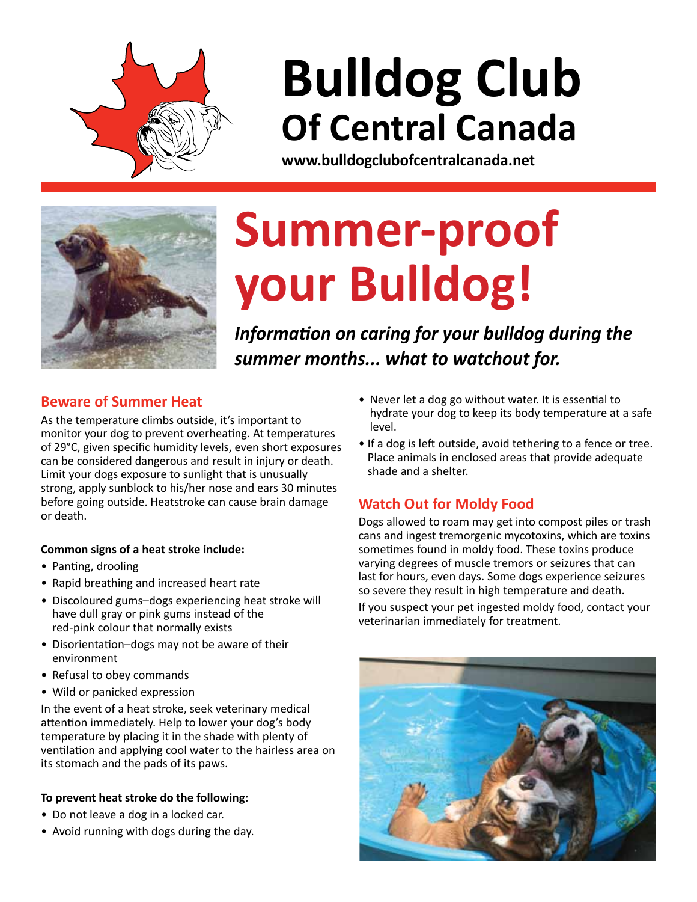# Bulldog Club Of Central Canada

**www.bulldogclubofcentralcanada.net**

# Summer-proof your Bulldog!

***Information on caring for your bulldog during the summer months... what to watchout for.***

## Beware of Summer Heat

As the temperature climbs outside, it's important to monitor your dog to prevent overheating. At temperatures of 29°C, given specific humidity levels, even short exposures can be considered dangerous and result in injury or death. Limit your dogs exposure to sunlight that is unusually strong, apply sunblock to his/her nose and ears 30 minutes before going outside. Heatstroke can cause brain damage or death.

**Common signs of a heat stroke include:**

- Panting, drooling
- Rapid breathing and increased heart rate
- Discoloured gums–dogs experiencing heat stroke will have dull gray or pink gums instead of the red-pink colour that normally exists
- Disorientation–dogs may not be aware of their environment
- Refusal to obey commands
- Wild or panicked expression

In the event of a heat stroke, seek veterinary medical attention immediately. Help to lower your dog's body temperature by placing it in the shade with plenty of ventilation and applying cool water to the hairless area on its stomach and the pads of its paws.

**To prevent heat stroke do the following:**

- Do not leave a dog in a locked car.
- Avoid running with dogs during the day.
- Never let a dog go without water. It is essential to hydrate your dog to keep its body temperature at a safe level.
- If a dog is left outside, avoid tethering to a fence or tree. Place animals in enclosed areas that provide adequate shade and a shelter.

## Watch Out for Moldy Food

Dogs allowed to roam may get into compost piles or trash cans and ingest tremorgenic mycotoxins, which are toxins sometimes found in moldy food. These toxins produce varying degrees of muscle tremors or seizures that can last for hours, even days. Some dogs experience seizures so severe they result in high temperature and death.

If you suspect your pet ingested moldy food, contact your veterinarian immediately for treatment.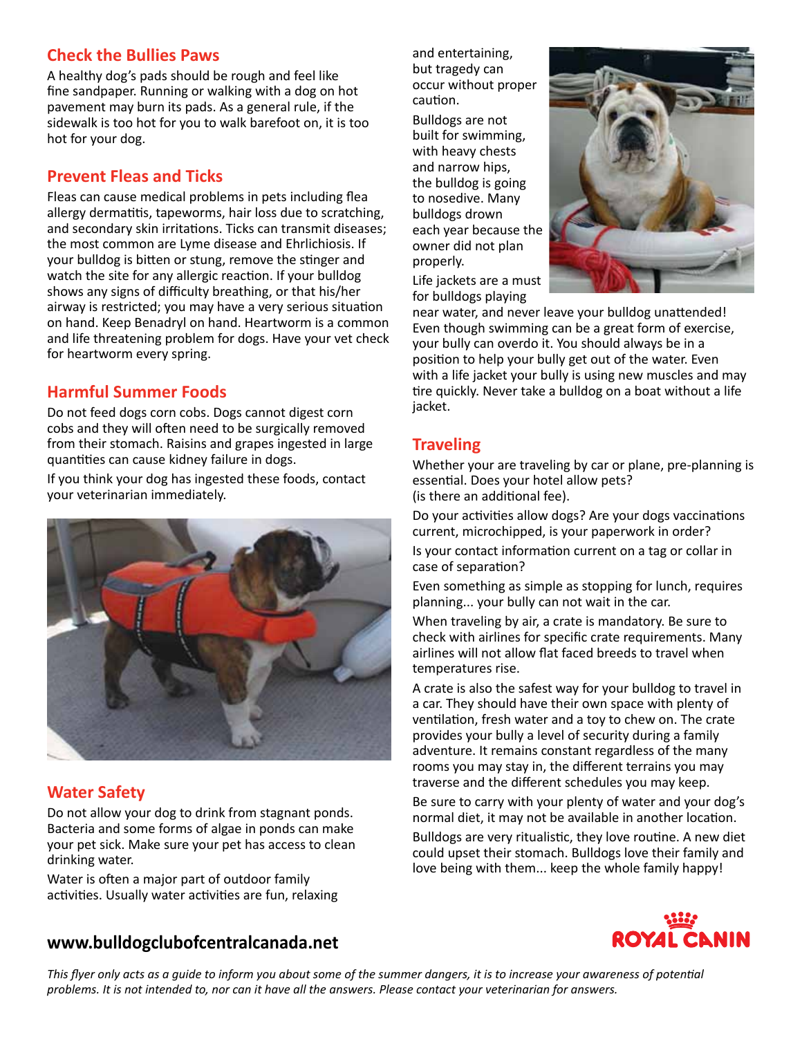## Check the Bullies Paws

A healthy dog's pads should be rough and feel like fine sandpaper. Running or walking with a dog on hot pavement may burn its pads. As a general rule, if the sidewalk is too hot for you to walk barefoot on, it is too hot for your dog.

## Prevent Fleas and Ticks

Fleas can cause medical problems in pets including flea allergy dermatitis, tapeworms, hair loss due to scratching, and secondary skin irritations. Ticks can transmit diseases; the most common are Lyme disease and Ehrlichiosis. If your bulldog is bitten or stung, remove the stinger and watch the site for any allergic reaction. If your bulldog shows any signs of difficulty breathing, or that his/her airway is restricted; you may have a very serious situation on hand. Keep Benadryl on hand. Heartworm is a common and life threatening problem for dogs. Have your vet check for heartworm every spring.

## Harmful Summer Foods

Do not feed dogs corn cobs. Dogs cannot digest corn cobs and they will often need to be surgically removed from their stomach. Raisins and grapes ingested in large quantities can cause kidney failure in dogs.

If you think your dog has ingested these foods, contact your veterinarian immediately.

## Water Safety

Do not allow your dog to drink from stagnant ponds. Bacteria and some forms of algae in ponds can make your pet sick. Make sure your pet has access to clean drinking water.

Water is often a major part of outdoor family activities. Usually water activities are fun, relaxing and entertaining, but tragedy can occur without proper caution.

Bulldogs are not built for swimming, with heavy chests and narrow hips, the bulldog is going to nosedive. Many bulldogs drown each year because the owner did not plan properly.

Life jackets are a must for bulldogs playing near water, and never leave your bulldog unattended! Even though swimming can be a great form of exercise, your bully can overdo it. You should always be in a position to help your bully get out of the water. Even with a life jacket your bully is using new muscles and may tire quickly. Never take a bulldog on a boat without a life jacket.

## Traveling

Whether your are traveling by car or plane, pre-planning is essential. Does your hotel allow pets?
(is there an additional fee).

Do your activities allow dogs? Are your dogs vaccinations current, microchipped, is your paperwork in order?

Is your contact information current on a tag or collar in case of separation?

Even something as simple as stopping for lunch, requires planning... your bully can not wait in the car.

When traveling by air, a crate is mandatory. Be sure to check with airlines for specific crate requirements. Many airlines will not allow flat faced breeds to travel when temperatures rise.

A crate is also the safest way for your bulldog to travel in a car. They should have their own space with plenty of ventilation, fresh water and a toy to chew on. The crate provides your bully a level of security during a family adventure. It remains constant regardless of the many rooms you may stay in, the different terrains you may traverse and the different schedules you may keep.

Be sure to carry with your plenty of water and your dog's normal diet, it may not be available in another location.

Bulldogs are very ritualistic, they love routine. A new diet could upset their stomach. Bulldogs love their family and love being with them... keep the whole family happy!

**www.bulldogclubofcentralcanada.net**

ROYAL CANIN

*This flyer only acts as a guide to inform you about some of the summer dangers, it is to increase your awareness of potential problems. It is not intended to, nor can it have all the answers. Please contact your veterinarian for answers.*